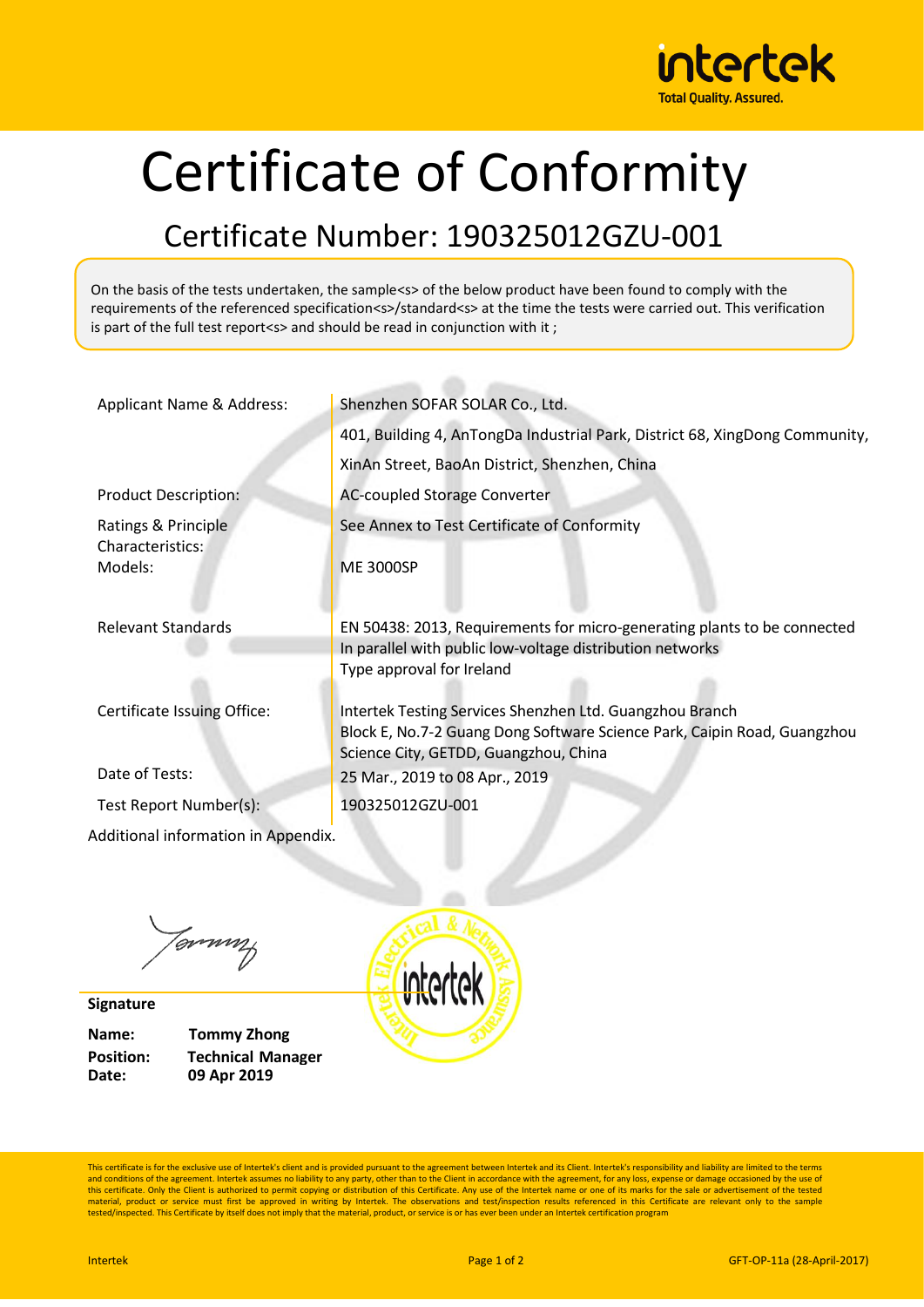intertek
Total Quality. Assured.

# Certificate of Conformity

## Certificate Number: 190325012GZU-001

On the basis of the tests undertaken, the sample<s> of the below product have been found to comply with the requirements of the referenced specification<s>/standard<s> at the time the tests were carried out. This verification is part of the full test report<s> and should be read in conjunction with it ;

| | |
|---|---|
| Applicant Name & Address: | Shenzhen SOFAR SOLAR Co., Ltd.<br>401, Building 4, AnTongDa Industrial Park, District 68, XingDong Community, XinAn Street, BaoAn District, Shenzhen, China |
| Product Description: | AC-coupled Storage Converter |
| Ratings & Principle Characteristics: | See Annex to Test Certificate of Conformity |
| Models: | ME 3000SP |
| Relevant Standards | EN 50438: 2013, Requirements for micro-generating plants to be connected In parallel with public low-voltage distribution networks<br>Type approval for Ireland |
| Certificate Issuing Office: | Intertek Testing Services Shenzhen Ltd. Guangzhou Branch<br>Block E, No.7-2 Guang Dong Software Science Park, Caipin Road, Guangzhou Science City, GETDD, Guangzhou, China |
| Date of Tests: | 25 Mar., 2019 to 08 Apr., 2019 |
| Test Report Number(s): | 190325012GZU-001 |

Additional information in Appendix.

**Signature**

**Name:** **Tommy Zhong**
**Position:** **Technical Manager**
**Date:** **09 Apr 2019**

This certificate is for the exclusive use of Intertek's client and is provided pursuant to the agreement between Intertek and its Client. Intertek's responsibility and liability are limited to the terms and conditions of the agreement. Intertek assumes no liability to any party, other than to the Client in accordance with the agreement, for any loss, expense or damage occasioned by the use of this certificate. Only the Client is authorized to permit copying or distribution of this Certificate. Any use of the Intertek name or one of its marks for the sale or advertisement of the tested material, product or service must first be approved in writing by Intertek. The observations and test/inspection results referenced in this Certificate are relevant only to the sample tested/inspected. This Certificate by itself does not imply that the material, product, or service is or has ever been under an Intertek certification program

Intertek GFT-OP-11a (28-April-2017)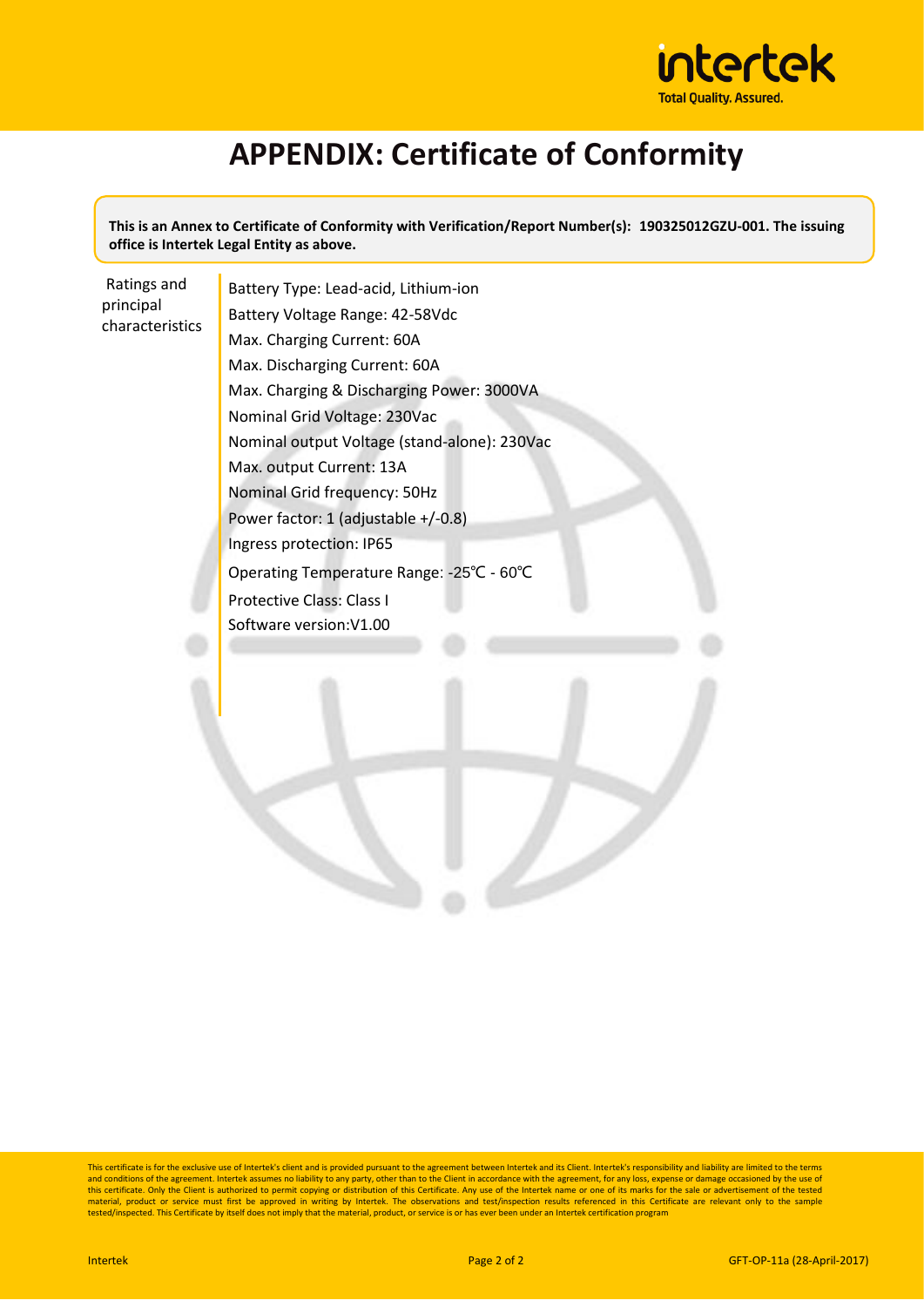# APPENDIX: Certificate of Conformity

**This is an Annex to Certificate of Conformity with Verification/Report Number(s): 190325012GZU-001. The issuing office is Intertek Legal Entity as above.**

| | |
|---|---|
| Ratings and principal characteristics | Battery Type: Lead-acid, Lithium-ion<br>Battery Voltage Range: 42-58Vdc<br>Max. Charging Current: 60A<br>Max. Discharging Current: 60A<br>Max. Charging & Discharging Power: 3000VA<br>Nominal Grid Voltage: 230Vac<br>Nominal output Voltage (stand-alone): 230Vac<br>Max. output Current: 13A<br>Nominal Grid frequency: 50Hz<br>Power factor: 1 (adjustable +/-0.8)<br>Ingress protection: IP65<br>Operating Temperature Range: -25℃ - 60℃<br>Protective Class: Class I<br>Software version:V1.00 |

This certificate is for the exclusive use of Intertek's client and is provided pursuant to the agreement between Intertek and its Client. Intertek's responsibility and liability are limited to the terms and conditions of the agreement. Intertek assumes no liability to any party, other than to the Client in accordance with the agreement, for any loss, expense or damage occasioned by the use of this certificate. Only the Client is authorized to permit copying or distribution of this Certificate. Any use of the Intertek name or one of its marks for the sale or advertisement of the tested material, product or service must first be approved in writing by Intertek. The observations and test/inspection results referenced in this Certificate are relevant only to the sample tested/inspected. This Certificate by itself does not imply that the material, product, or service is or has ever been under an Intertek certification program

Intertek GFT-OP-11a (28-April-2017)